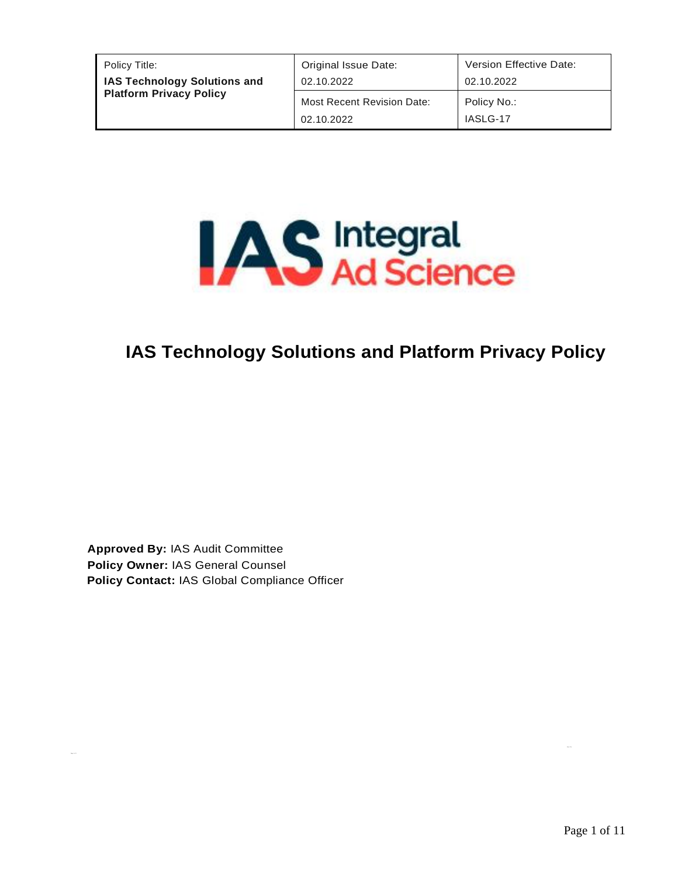| Policy Title:<br>**IAS Technology Solutions and Platform Privacy Policy** | Original Issue Date:<br>02.10.2022 | Version Effective Date:<br>02.10.2022 |
| --- | --- | --- |
| | Most Recent Revision Date:<br>02.10.2022 | Policy No.:<br>IASLG-17 |

IAS Integral Ad Science

# IAS Technology Solutions and Platform Privacy Policy

**Approved By:** IAS Audit Committee
**Policy Owner:** IAS General Counsel
**Policy Contact:** IAS Global Compliance Officer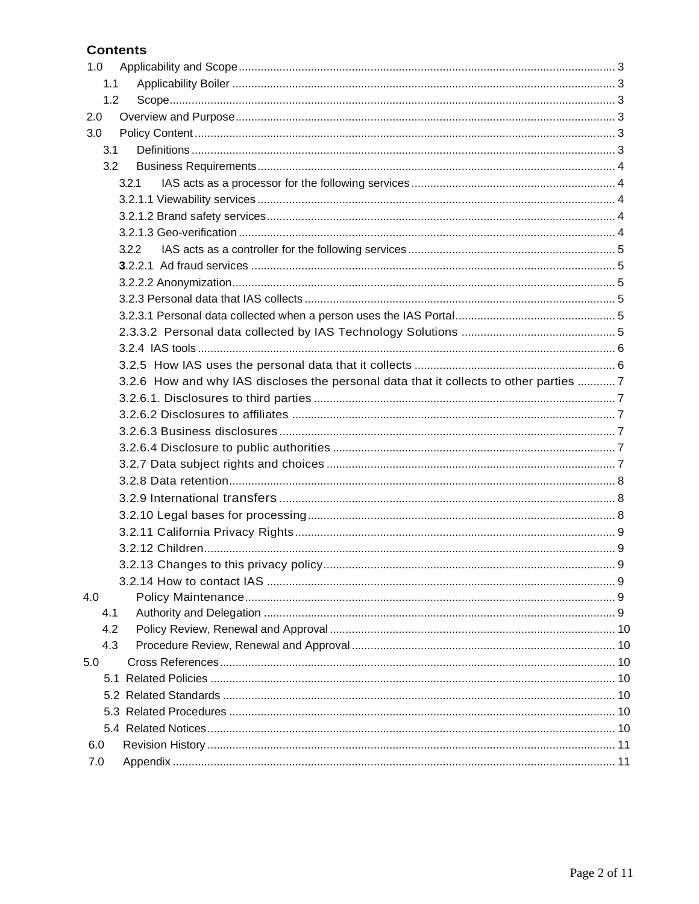## Contents

- 1.0 Applicability and Scope ..... 3
  - 1.1 Applicability Boiler ..... 3
  - 1.2 Scope ..... 3
- 2.0 Overview and Purpose ..... 3
- 3.0 Policy Content ..... 3
  - 3.1 Definitions ..... 3
  - 3.2 Business Requirements ..... 4
    - 3.2.1 IAS acts as a processor for the following services ..... 4
    - 3.2.1.1 Viewability services ..... 4
    - 3.2.1.2 Brand safety services ..... 4
    - 3.2.1.3 Geo-verification ..... 4
    - 3.2.2 IAS acts as a controller for the following services ..... 5
    - 3.2.2.1 Ad fraud services ..... 5
    - 3.2.2.2 Anonymization ..... 5
    - 3.2.3 Personal data that IAS collects ..... 5
    - 3.2.3.1 Personal data collected when a person uses the IAS Portal ..... 5
    - 2.3.3.2 Personal data collected by IAS Technology Solutions ..... 5
    - 3.2.4 IAS tools ..... 6
    - 3.2.5 How IAS uses the personal data that it collects ..... 6
    - 3.2.6 How and why IAS discloses the personal data that it collects to other parties ..... 7
    - 3.2.6.1. Disclosures to third parties ..... 7
    - 3.2.6.2 Disclosures to affiliates ..... 7
    - 3.2.6.3 Business disclosures ..... 7
    - 3.2.6.4 Disclosure to public authorities ..... 7
    - 3.2.7 Data subject rights and choices ..... 7
    - 3.2.8 Data retention ..... 8
    - 3.2.9 International transfers ..... 8
    - 3.2.10 Legal bases for processing ..... 8
    - 3.2.11 California Privacy Rights ..... 9
    - 3.2.12 Children ..... 9
    - 3.2.13 Changes to this privacy policy ..... 9
    - 3.2.14 How to contact IAS ..... 9
- 4.0 Policy Maintenance ..... 9
  - 4.1 Authority and Delegation ..... 9
  - 4.2 Policy Review, Renewal and Approval ..... 10
  - 4.3 Procedure Review, Renewal and Approval ..... 10
- 5.0 Cross References ..... 10
  - 5.1 Related Policies ..... 10
  - 5.2 Related Standards ..... 10
  - 5.3 Related Procedures ..... 10
  - 5.4 Related Notices ..... 10
- 6.0 Revision History ..... 11
- 7.0 Appendix ..... 11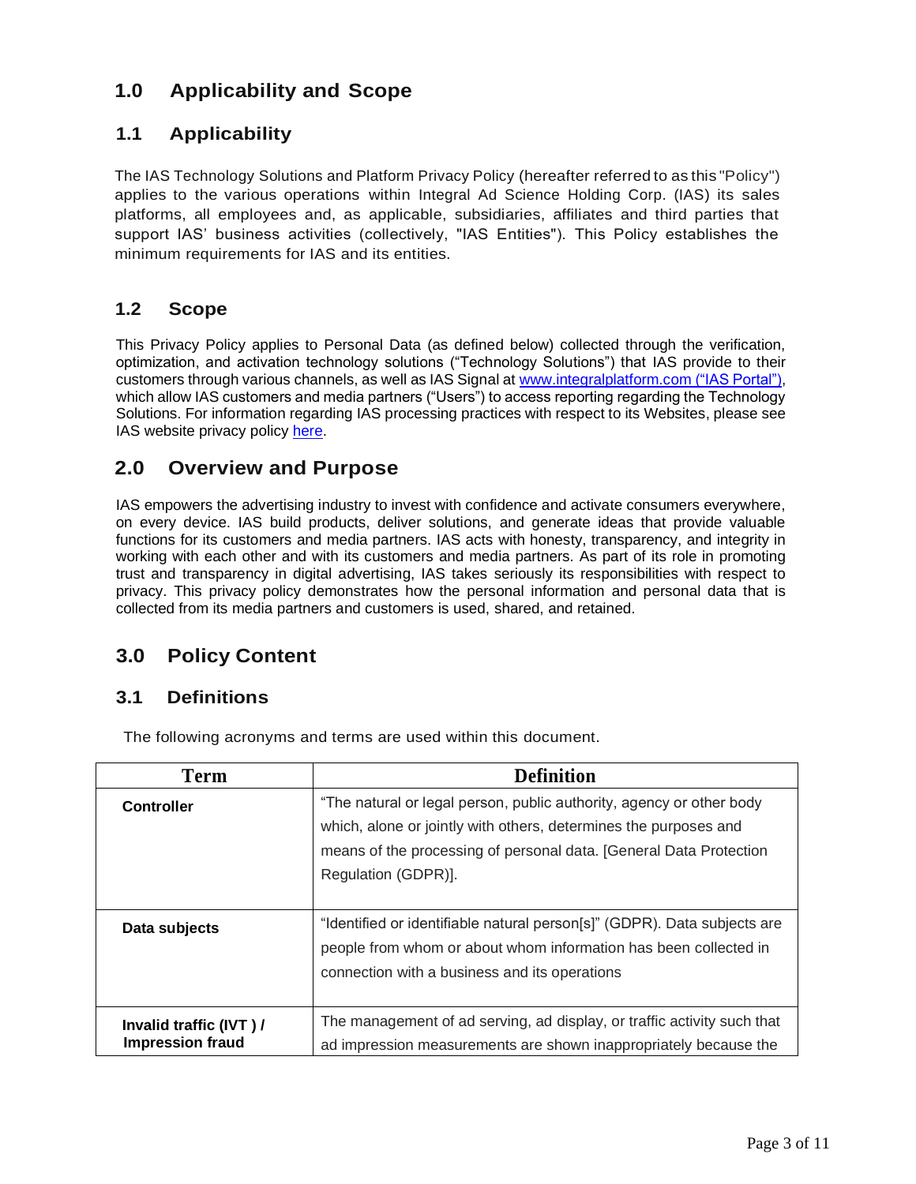# 1.0 Applicability and Scope

## 1.1 Applicability

The IAS Technology Solutions and Platform Privacy Policy (hereafter referred to as this "Policy") applies to the various operations within Integral Ad Science Holding Corp. (IAS) its sales platforms, all employees and, as applicable, subsidiaries, affiliates and third parties that support IAS' business activities (collectively, "IAS Entities"). This Policy establishes the minimum requirements for IAS and its entities.

## 1.2 Scope

This Privacy Policy applies to Personal Data (as defined below) collected through the verification, optimization, and activation technology solutions ("Technology Solutions") that IAS provide to their customers through various channels, as well as IAS Signal at www.integralplatform.com ("IAS Portal"), which allow IAS customers and media partners ("Users") to access reporting regarding the Technology Solutions. For information regarding IAS processing practices with respect to its Websites, please see IAS website privacy policy here.

# 2.0 Overview and Purpose

IAS empowers the advertising industry to invest with confidence and activate consumers everywhere, on every device. IAS build products, deliver solutions, and generate ideas that provide valuable functions for its customers and media partners. IAS acts with honesty, transparency, and integrity in working with each other and with its customers and media partners. As part of its role in promoting trust and transparency in digital advertising, IAS takes seriously its responsibilities with respect to privacy. This privacy policy demonstrates how the personal information and personal data that is collected from its media partners and customers is used, shared, and retained.

# 3.0 Policy Content

## 3.1 Definitions

The following acronyms and terms are used within this document.

| Term | Definition |
|---|---|
| **Controller** | "The natural or legal person, public authority, agency or other body which, alone or jointly with others, determines the purposes and means of the processing of personal data. [General Data Protection Regulation (GDPR)]. |
| **Data subjects** | "Identified or identifiable natural person[s]" (GDPR). Data subjects are people from whom or about whom information has been collected in connection with a business and its operations |
| **Invalid traffic (IVT ) / Impression fraud** | The management of ad serving, ad display, or traffic activity such that ad impression measurements are shown inappropriately because the |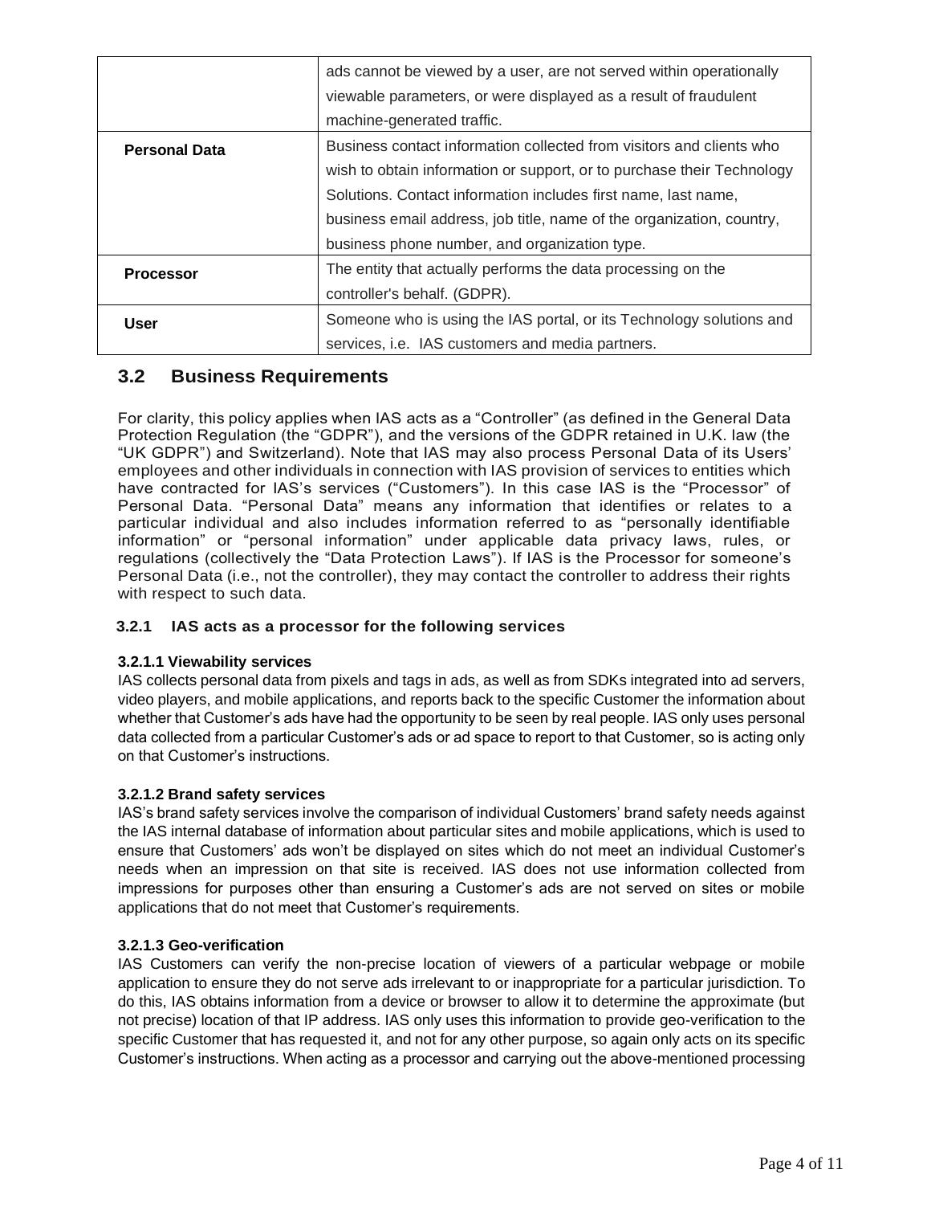| | |
|---|---|
| | ads cannot be viewed by a user, are not served within operationally viewable parameters, or were displayed as a result of fraudulent machine-generated traffic. |
| **Personal Data** | Business contact information collected from visitors and clients who wish to obtain information or support, or to purchase their Technology Solutions. Contact information includes first name, last name, business email address, job title, name of the organization, country, business phone number, and organization type. |
| **Processor** | The entity that actually performs the data processing on the controller's behalf. (GDPR). |
| **User** | Someone who is using the IAS portal, or its Technology solutions and services, i.e. IAS customers and media partners. |

## 3.2 Business Requirements

For clarity, this policy applies when IAS acts as a "Controller" (as defined in the General Data Protection Regulation (the "GDPR"), and the versions of the GDPR retained in U.K. law (the "UK GDPR") and Switzerland). Note that IAS may also process Personal Data of its Users' employees and other individuals in connection with IAS provision of services to entities which have contracted for IAS's services ("Customers"). In this case IAS is the "Processor" of Personal Data. "Personal Data" means any information that identifies or relates to a particular individual and also includes information referred to as "personally identifiable information" or "personal information" under applicable data privacy laws, rules, or regulations (collectively the "Data Protection Laws"). If IAS is the Processor for someone's Personal Data (i.e., not the controller), they may contact the controller to address their rights with respect to such data.

### 3.2.1 IAS acts as a processor for the following services

#### 3.2.1.1 Viewability services

IAS collects personal data from pixels and tags in ads, as well as from SDKs integrated into ad servers, video players, and mobile applications, and reports back to the specific Customer the information about whether that Customer's ads have had the opportunity to be seen by real people. IAS only uses personal data collected from a particular Customer's ads or ad space to report to that Customer, so is acting only on that Customer's instructions.

#### 3.2.1.2 Brand safety services

IAS's brand safety services involve the comparison of individual Customers' brand safety needs against the IAS internal database of information about particular sites and mobile applications, which is used to ensure that Customers' ads won't be displayed on sites which do not meet an individual Customer's needs when an impression on that site is received. IAS does not use information collected from impressions for purposes other than ensuring a Customer's ads are not served on sites or mobile applications that do not meet that Customer's requirements.

#### 3.2.1.3 Geo-verification

IAS Customers can verify the non-precise location of viewers of a particular webpage or mobile application to ensure they do not serve ads irrelevant to or inappropriate for a particular jurisdiction. To do this, IAS obtains information from a device or browser to allow it to determine the approximate (but not precise) location of that IP address. IAS only uses this information to provide geo-verification to the specific Customer that has requested it, and not for any other purpose, so again only acts on its specific Customer's instructions. When acting as a processor and carrying out the above-mentioned processing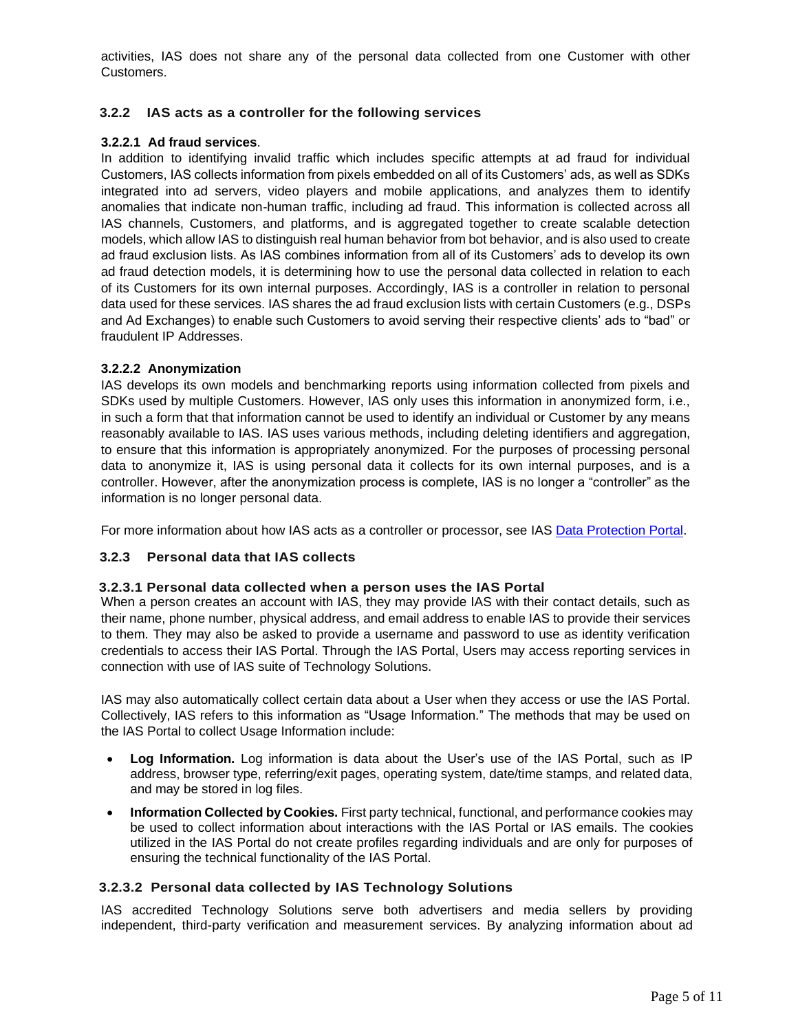activities, IAS does not share any of the personal data collected from one Customer with other Customers.

### 3.2.2 IAS acts as a controller for the following services

#### 3.2.2.1 Ad fraud services.

In addition to identifying invalid traffic which includes specific attempts at ad fraud for individual Customers, IAS collects information from pixels embedded on all of its Customers' ads, as well as SDKs integrated into ad servers, video players and mobile applications, and analyzes them to identify anomalies that indicate non-human traffic, including ad fraud. This information is collected across all IAS channels, Customers, and platforms, and is aggregated together to create scalable detection models, which allow IAS to distinguish real human behavior from bot behavior, and is also used to create ad fraud exclusion lists. As IAS combines information from all of its Customers' ads to develop its own ad fraud detection models, it is determining how to use the personal data collected in relation to each of its Customers for its own internal purposes. Accordingly, IAS is a controller in relation to personal data used for these services. IAS shares the ad fraud exclusion lists with certain Customers (e.g., DSPs and Ad Exchanges) to enable such Customers to avoid serving their respective clients' ads to "bad" or fraudulent IP Addresses.

#### 3.2.2.2 Anonymization

IAS develops its own models and benchmarking reports using information collected from pixels and SDKs used by multiple Customers. However, IAS only uses this information in anonymized form, i.e., in such a form that that information cannot be used to identify an individual or Customer by any means reasonably available to IAS. IAS uses various methods, including deleting identifiers and aggregation, to ensure that this information is appropriately anonymized. For the purposes of processing personal data to anonymize it, IAS is using personal data it collects for its own internal purposes, and is a controller. However, after the anonymization process is complete, IAS is no longer a "controller" as the information is no longer personal data.

For more information about how IAS acts as a controller or processor, see IAS Data Protection Portal.

### 3.2.3 Personal data that IAS collects

#### 3.2.3.1 Personal data collected when a person uses the IAS Portal

When a person creates an account with IAS, they may provide IAS with their contact details, such as their name, phone number, physical address, and email address to enable IAS to provide their services to them. They may also be asked to provide a username and password to use as identity verification credentials to access their IAS Portal. Through the IAS Portal, Users may access reporting services in connection with use of IAS suite of Technology Solutions.

IAS may also automatically collect certain data about a User when they access or use the IAS Portal. Collectively, IAS refers to this information as "Usage Information." The methods that may be used on the IAS Portal to collect Usage Information include:

- **Log Information.** Log information is data about the User's use of the IAS Portal, such as IP address, browser type, referring/exit pages, operating system, date/time stamps, and related data, and may be stored in log files.
- **Information Collected by Cookies.** First party technical, functional, and performance cookies may be used to collect information about interactions with the IAS Portal or IAS emails. The cookies utilized in the IAS Portal do not create profiles regarding individuals and are only for purposes of ensuring the technical functionality of the IAS Portal.

#### 3.2.3.2 Personal data collected by IAS Technology Solutions

IAS accredited Technology Solutions serve both advertisers and media sellers by providing independent, third-party verification and measurement services. By analyzing information about ad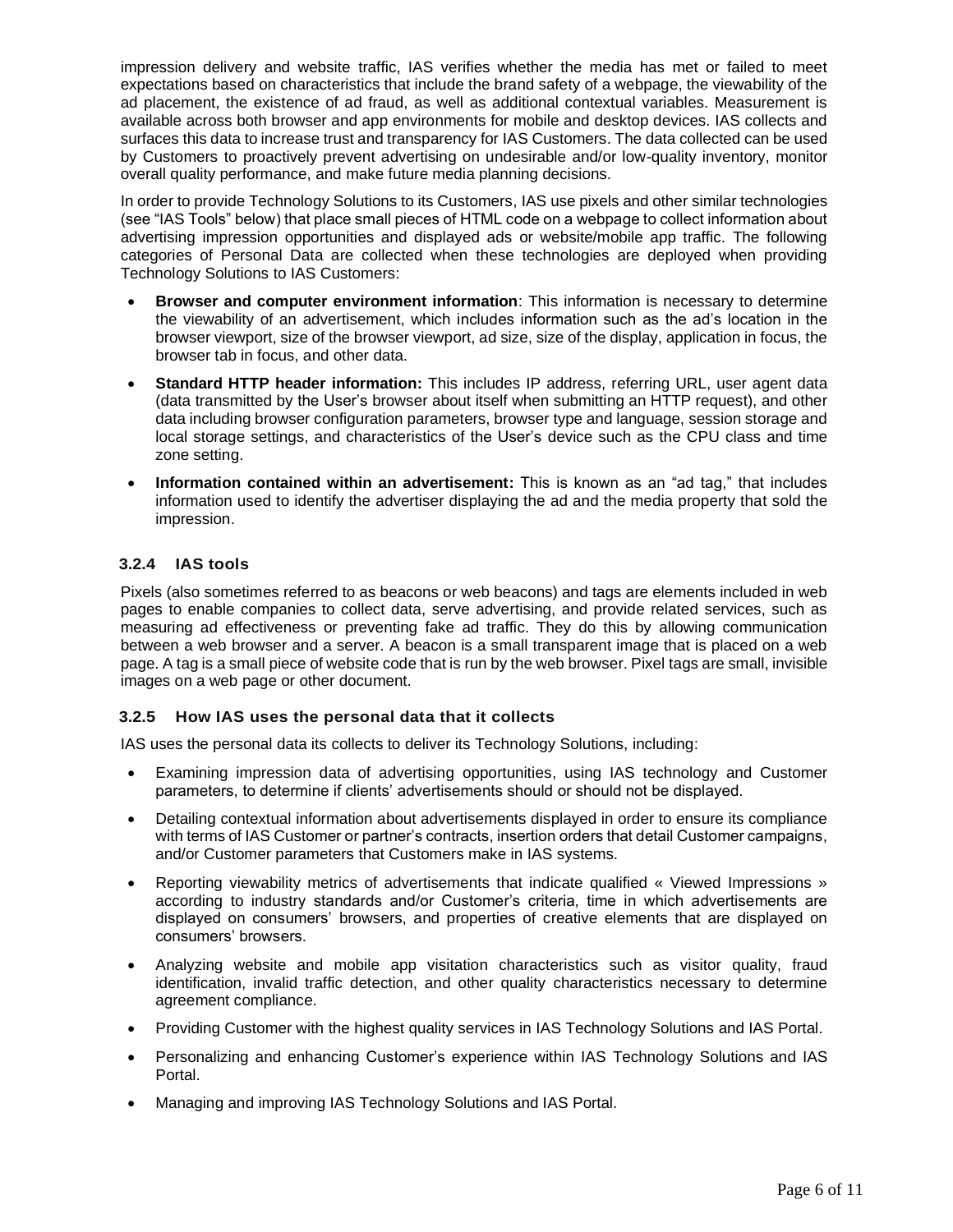impression delivery and website traffic, IAS verifies whether the media has met or failed to meet expectations based on characteristics that include the brand safety of a webpage, the viewability of the ad placement, the existence of ad fraud, as well as additional contextual variables. Measurement is available across both browser and app environments for mobile and desktop devices. IAS collects and surfaces this data to increase trust and transparency for IAS Customers. The data collected can be used by Customers to proactively prevent advertising on undesirable and/or low-quality inventory, monitor overall quality performance, and make future media planning decisions.

In order to provide Technology Solutions to its Customers, IAS use pixels and other similar technologies (see "IAS Tools" below) that place small pieces of HTML code on a webpage to collect information about advertising impression opportunities and displayed ads or website/mobile app traffic. The following categories of Personal Data are collected when these technologies are deployed when providing Technology Solutions to IAS Customers:

- **Browser and computer environment information**: This information is necessary to determine the viewability of an advertisement, which includes information such as the ad's location in the browser viewport, size of the browser viewport, ad size, size of the display, application in focus, the browser tab in focus, and other data.
- **Standard HTTP header information:** This includes IP address, referring URL, user agent data (data transmitted by the User's browser about itself when submitting an HTTP request), and other data including browser configuration parameters, browser type and language, session storage and local storage settings, and characteristics of the User's device such as the CPU class and time zone setting.
- **Information contained within an advertisement:** This is known as an "ad tag," that includes information used to identify the advertiser displaying the ad and the media property that sold the impression.

### 3.2.4 IAS tools

Pixels (also sometimes referred to as beacons or web beacons) and tags are elements included in web pages to enable companies to collect data, serve advertising, and provide related services, such as measuring ad effectiveness or preventing fake ad traffic. They do this by allowing communication between a web browser and a server. A beacon is a small transparent image that is placed on a web page. A tag is a small piece of website code that is run by the web browser. Pixel tags are small, invisible images on a web page or other document.

### 3.2.5 How IAS uses the personal data that it collects

IAS uses the personal data its collects to deliver its Technology Solutions, including:

- Examining impression data of advertising opportunities, using IAS technology and Customer parameters, to determine if clients' advertisements should or should not be displayed.
- Detailing contextual information about advertisements displayed in order to ensure its compliance with terms of IAS Customer or partner's contracts, insertion orders that detail Customer campaigns, and/or Customer parameters that Customers make in IAS systems.
- Reporting viewability metrics of advertisements that indicate qualified « Viewed Impressions » according to industry standards and/or Customer's criteria, time in which advertisements are displayed on consumers' browsers, and properties of creative elements that are displayed on consumers' browsers.
- Analyzing website and mobile app visitation characteristics such as visitor quality, fraud identification, invalid traffic detection, and other quality characteristics necessary to determine agreement compliance.
- Providing Customer with the highest quality services in IAS Technology Solutions and IAS Portal.
- Personalizing and enhancing Customer's experience within IAS Technology Solutions and IAS Portal.
- Managing and improving IAS Technology Solutions and IAS Portal.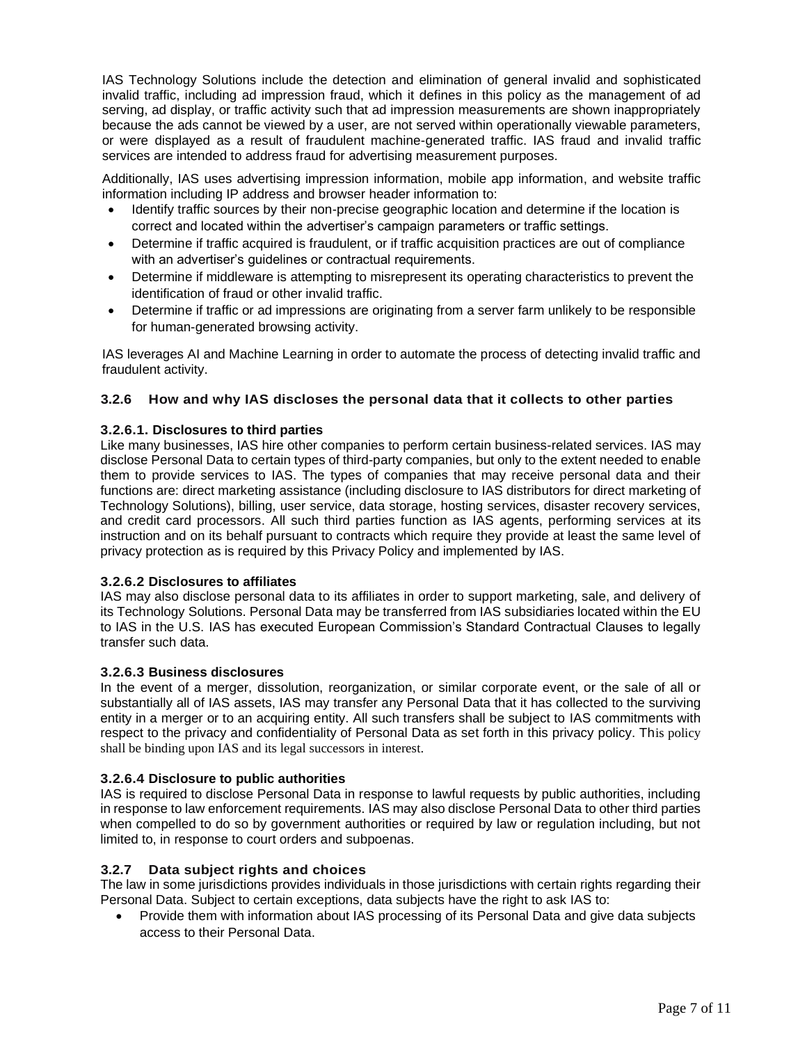IAS Technology Solutions include the detection and elimination of general invalid and sophisticated invalid traffic, including ad impression fraud, which it defines in this policy as the management of ad serving, ad display, or traffic activity such that ad impression measurements are shown inappropriately because the ads cannot be viewed by a user, are not served within operationally viewable parameters, or were displayed as a result of fraudulent machine-generated traffic. IAS fraud and invalid traffic services are intended to address fraud for advertising measurement purposes.

Additionally, IAS uses advertising impression information, mobile app information, and website traffic information including IP address and browser header information to:

- Identify traffic sources by their non-precise geographic location and determine if the location is correct and located within the advertiser's campaign parameters or traffic settings.
- Determine if traffic acquired is fraudulent, or if traffic acquisition practices are out of compliance with an advertiser's guidelines or contractual requirements.
- Determine if middleware is attempting to misrepresent its operating characteristics to prevent the identification of fraud or other invalid traffic.
- Determine if traffic or ad impressions are originating from a server farm unlikely to be responsible for human-generated browsing activity.

IAS leverages AI and Machine Learning in order to automate the process of detecting invalid traffic and fraudulent activity.

### 3.2.6 How and why IAS discloses the personal data that it collects to other parties

#### 3.2.6.1. Disclosures to third parties

Like many businesses, IAS hire other companies to perform certain business-related services. IAS may disclose Personal Data to certain types of third-party companies, but only to the extent needed to enable them to provide services to IAS. The types of companies that may receive personal data and their functions are: direct marketing assistance (including disclosure to IAS distributors for direct marketing of Technology Solutions), billing, user service, data storage, hosting services, disaster recovery services, and credit card processors. All such third parties function as IAS agents, performing services at its instruction and on its behalf pursuant to contracts which require they provide at least the same level of privacy protection as is required by this Privacy Policy and implemented by IAS.

#### 3.2.6.2 Disclosures to affiliates

IAS may also disclose personal data to its affiliates in order to support marketing, sale, and delivery of its Technology Solutions. Personal Data may be transferred from IAS subsidiaries located within the EU to IAS in the U.S. IAS has executed European Commission's Standard Contractual Clauses to legally transfer such data.

#### 3.2.6.3 Business disclosures

In the event of a merger, dissolution, reorganization, or similar corporate event, or the sale of all or substantially all of IAS assets, IAS may transfer any Personal Data that it has collected to the surviving entity in a merger or to an acquiring entity. All such transfers shall be subject to IAS commitments with respect to the privacy and confidentiality of Personal Data as set forth in this privacy policy. This policy shall be binding upon IAS and its legal successors in interest.

#### 3.2.6.4 Disclosure to public authorities

IAS is required to disclose Personal Data in response to lawful requests by public authorities, including in response to law enforcement requirements. IAS may also disclose Personal Data to other third parties when compelled to do so by government authorities or required by law or regulation including, but not limited to, in response to court orders and subpoenas.

### 3.2.7 Data subject rights and choices

The law in some jurisdictions provides individuals in those jurisdictions with certain rights regarding their Personal Data. Subject to certain exceptions, data subjects have the right to ask IAS to:

- Provide them with information about IAS processing of its Personal Data and give data subjects access to their Personal Data.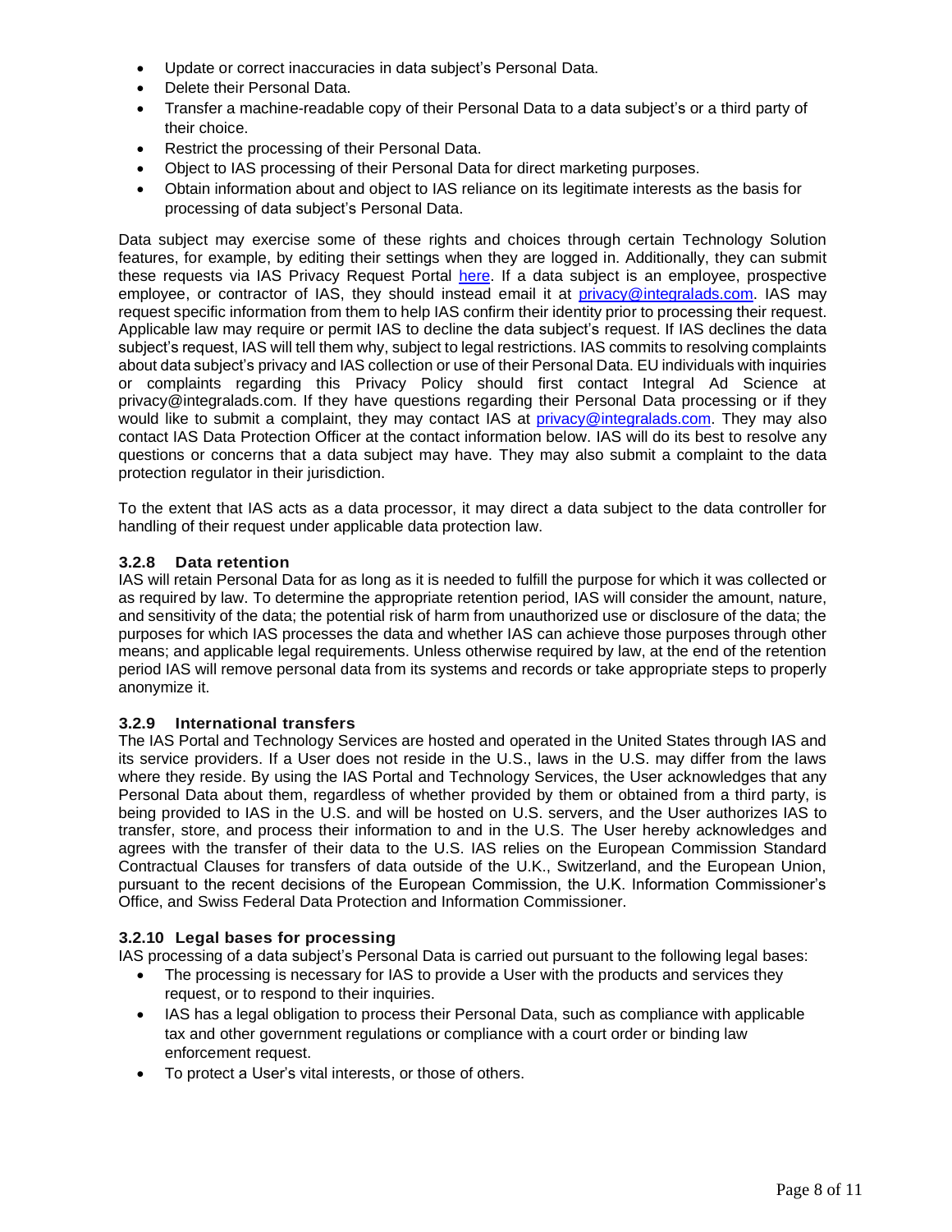- Update or correct inaccuracies in data subject's Personal Data.
- Delete their Personal Data.
- Transfer a machine-readable copy of their Personal Data to a data subject's or a third party of their choice.
- Restrict the processing of their Personal Data.
- Object to IAS processing of their Personal Data for direct marketing purposes.
- Obtain information about and object to IAS reliance on its legitimate interests as the basis for processing of data subject's Personal Data.

Data subject may exercise some of these rights and choices through certain Technology Solution features, for example, by editing their settings when they are logged in. Additionally, they can submit these requests via IAS Privacy Request Portal here. If a data subject is an employee, prospective employee, or contractor of IAS, they should instead email it at privacy@integralads.com. IAS may request specific information from them to help IAS confirm their identity prior to processing their request. Applicable law may require or permit IAS to decline the data subject's request. If IAS declines the data subject's request, IAS will tell them why, subject to legal restrictions. IAS commits to resolving complaints about data subject's privacy and IAS collection or use of their Personal Data. EU individuals with inquiries or complaints regarding this Privacy Policy should first contact Integral Ad Science at privacy@integralads.com. If they have questions regarding their Personal Data processing or if they would like to submit a complaint, they may contact IAS at privacy@integralads.com. They may also contact IAS Data Protection Officer at the contact information below. IAS will do its best to resolve any questions or concerns that a data subject may have. They may also submit a complaint to the data protection regulator in their jurisdiction.

To the extent that IAS acts as a data processor, it may direct a data subject to the data controller for handling of their request under applicable data protection law.

### 3.2.8 Data retention

IAS will retain Personal Data for as long as it is needed to fulfill the purpose for which it was collected or as required by law. To determine the appropriate retention period, IAS will consider the amount, nature, and sensitivity of the data; the potential risk of harm from unauthorized use or disclosure of the data; the purposes for which IAS processes the data and whether IAS can achieve those purposes through other means; and applicable legal requirements. Unless otherwise required by law, at the end of the retention period IAS will remove personal data from its systems and records or take appropriate steps to properly anonymize it.

### 3.2.9 International transfers

The IAS Portal and Technology Services are hosted and operated in the United States through IAS and its service providers. If a User does not reside in the U.S., laws in the U.S. may differ from the laws where they reside. By using the IAS Portal and Technology Services, the User acknowledges that any Personal Data about them, regardless of whether provided by them or obtained from a third party, is being provided to IAS in the U.S. and will be hosted on U.S. servers, and the User authorizes IAS to transfer, store, and process their information to and in the U.S. The User hereby acknowledges and agrees with the transfer of their data to the U.S. IAS relies on the European Commission Standard Contractual Clauses for transfers of data outside of the U.K., Switzerland, and the European Union, pursuant to the recent decisions of the European Commission, the U.K. Information Commissioner's Office, and Swiss Federal Data Protection and Information Commissioner.

### 3.2.10 Legal bases for processing

IAS processing of a data subject's Personal Data is carried out pursuant to the following legal bases:

- The processing is necessary for IAS to provide a User with the products and services they request, or to respond to their inquiries.
- IAS has a legal obligation to process their Personal Data, such as compliance with applicable tax and other government regulations or compliance with a court order or binding law enforcement request.
- To protect a User's vital interests, or those of others.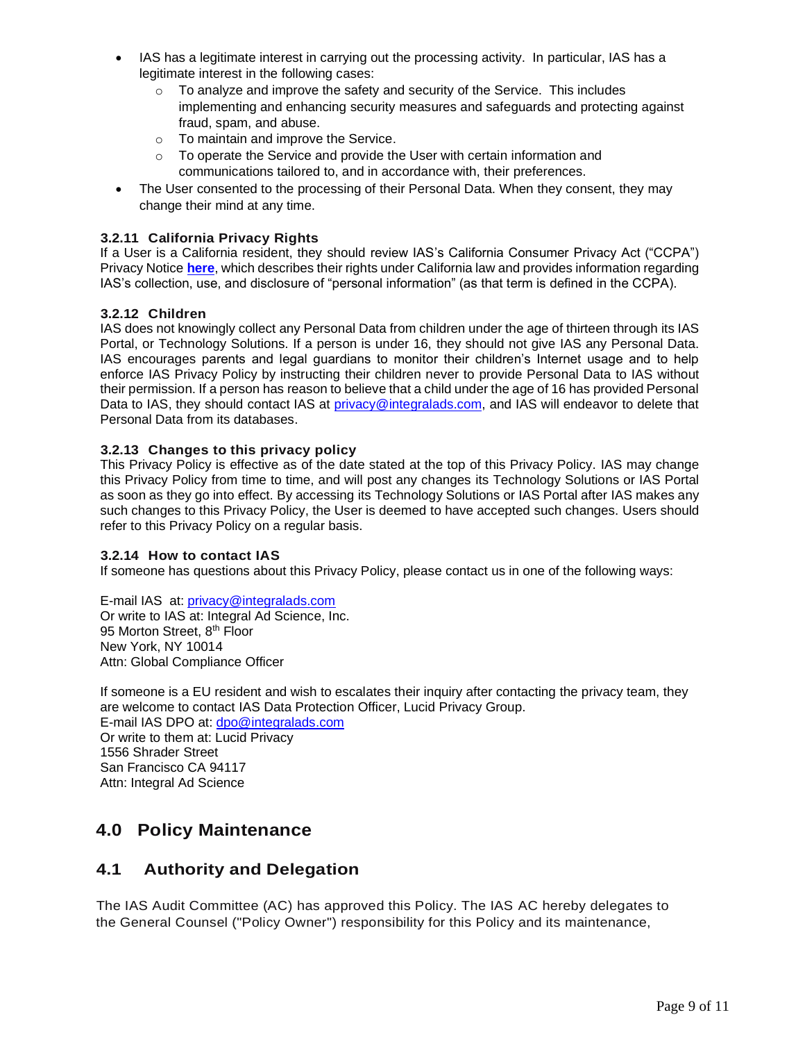- IAS has a legitimate interest in carrying out the processing activity. In particular, IAS has a legitimate interest in the following cases:
  - To analyze and improve the safety and security of the Service. This includes implementing and enhancing security measures and safeguards and protecting against fraud, spam, and abuse.
  - To maintain and improve the Service.
  - To operate the Service and provide the User with certain information and communications tailored to, and in accordance with, their preferences.
- The User consented to the processing of their Personal Data. When they consent, they may change their mind at any time.

#### 3.2.11 California Privacy Rights

If a User is a California resident, they should review IAS's California Consumer Privacy Act ("CCPA") Privacy Notice **here**, which describes their rights under California law and provides information regarding IAS's collection, use, and disclosure of "personal information" (as that term is defined in the CCPA).

#### 3.2.12 Children

IAS does not knowingly collect any Personal Data from children under the age of thirteen through its IAS Portal, or Technology Solutions. If a person is under 16, they should not give IAS any Personal Data. IAS encourages parents and legal guardians to monitor their children's Internet usage and to help enforce IAS Privacy Policy by instructing their children never to provide Personal Data to IAS without their permission. If a person has reason to believe that a child under the age of 16 has provided Personal Data to IAS, they should contact IAS at privacy@integralads.com, and IAS will endeavor to delete that Personal Data from its databases.

#### 3.2.13 Changes to this privacy policy

This Privacy Policy is effective as of the date stated at the top of this Privacy Policy. IAS may change this Privacy Policy from time to time, and will post any changes its Technology Solutions or IAS Portal as soon as they go into effect. By accessing its Technology Solutions or IAS Portal after IAS makes any such changes to this Privacy Policy, the User is deemed to have accepted such changes. Users should refer to this Privacy Policy on a regular basis.

#### 3.2.14 How to contact IAS

If someone has questions about this Privacy Policy, please contact us in one of the following ways:

E-mail IAS at: privacy@integralads.com
Or write to IAS at: Integral Ad Science, Inc.
95 Morton Street, 8th Floor
New York, NY 10014
Attn: Global Compliance Officer

If someone is a EU resident and wish to escalates their inquiry after contacting the privacy team, they are welcome to contact IAS Data Protection Officer, Lucid Privacy Group.
E-mail IAS DPO at: dpo@integralads.com
Or write to them at: Lucid Privacy
1556 Shrader Street
San Francisco CA 94117
Attn: Integral Ad Science

## 4.0 Policy Maintenance

### 4.1 Authority and Delegation

The IAS Audit Committee (AC) has approved this Policy. The IAS AC hereby delegates to the General Counsel ("Policy Owner") responsibility for this Policy and its maintenance,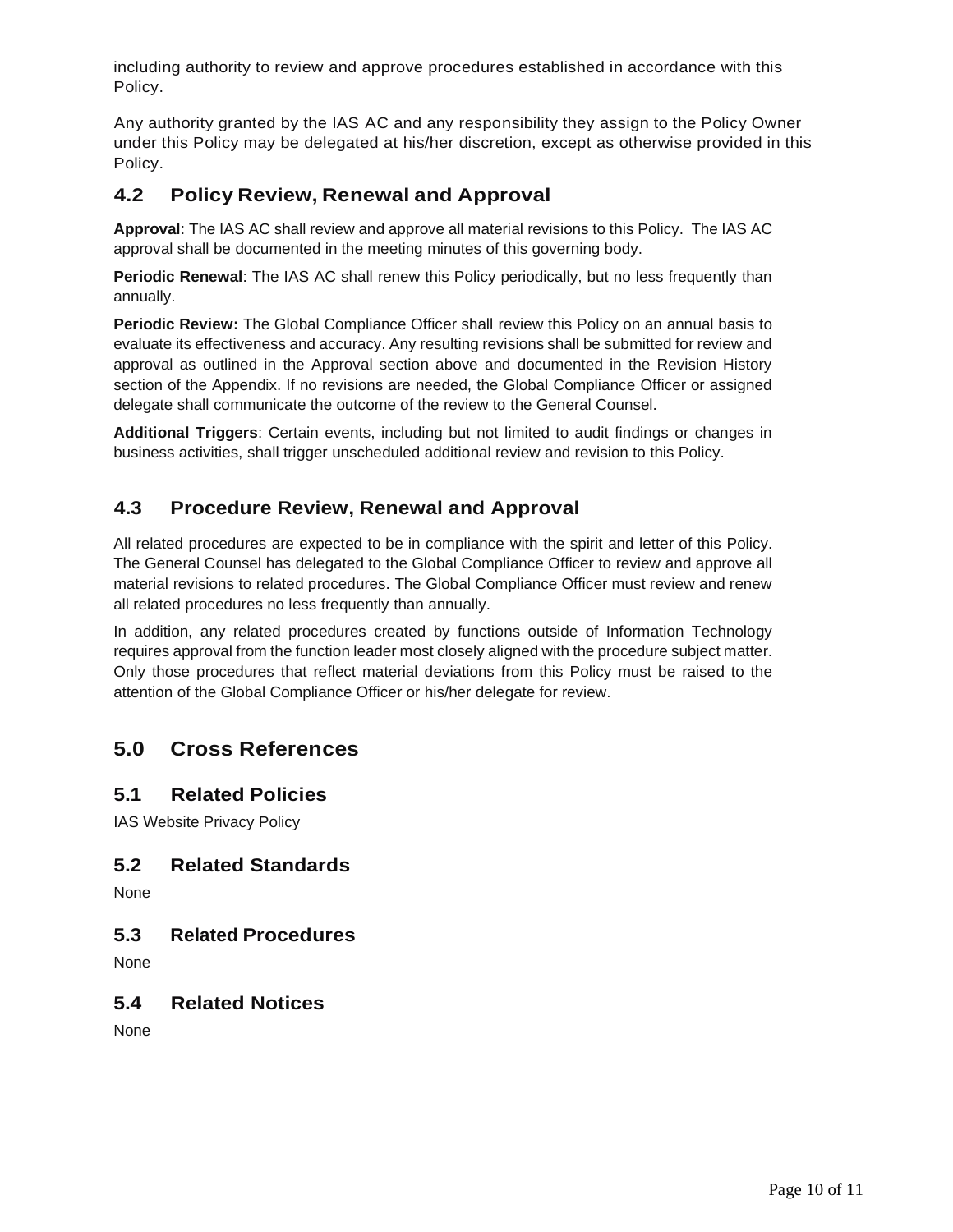including authority to review and approve procedures established in accordance with this Policy.

Any authority granted by the IAS AC and any responsibility they assign to the Policy Owner under this Policy may be delegated at his/her discretion, except as otherwise provided in this Policy.

## 4.2 Policy Review, Renewal and Approval

**Approval**: The IAS AC shall review and approve all material revisions to this Policy. The IAS AC approval shall be documented in the meeting minutes of this governing body.

**Periodic Renewal**: The IAS AC shall renew this Policy periodically, but no less frequently than annually.

**Periodic Review:** The Global Compliance Officer shall review this Policy on an annual basis to evaluate its effectiveness and accuracy. Any resulting revisions shall be submitted for review and approval as outlined in the Approval section above and documented in the Revision History section of the Appendix. If no revisions are needed, the Global Compliance Officer or assigned delegate shall communicate the outcome of the review to the General Counsel.

**Additional Triggers**: Certain events, including but not limited to audit findings or changes in business activities, shall trigger unscheduled additional review and revision to this Policy.

## 4.3 Procedure Review, Renewal and Approval

All related procedures are expected to be in compliance with the spirit and letter of this Policy. The General Counsel has delegated to the Global Compliance Officer to review and approve all material revisions to related procedures. The Global Compliance Officer must review and renew all related procedures no less frequently than annually.

In addition, any related procedures created by functions outside of Information Technology requires approval from the function leader most closely aligned with the procedure subject matter. Only those procedures that reflect material deviations from this Policy must be raised to the attention of the Global Compliance Officer or his/her delegate for review.

# 5.0 Cross References

## 5.1 Related Policies

IAS Website Privacy Policy

## 5.2 Related Standards

None

## 5.3 Related Procedures

None

## 5.4 Related Notices

None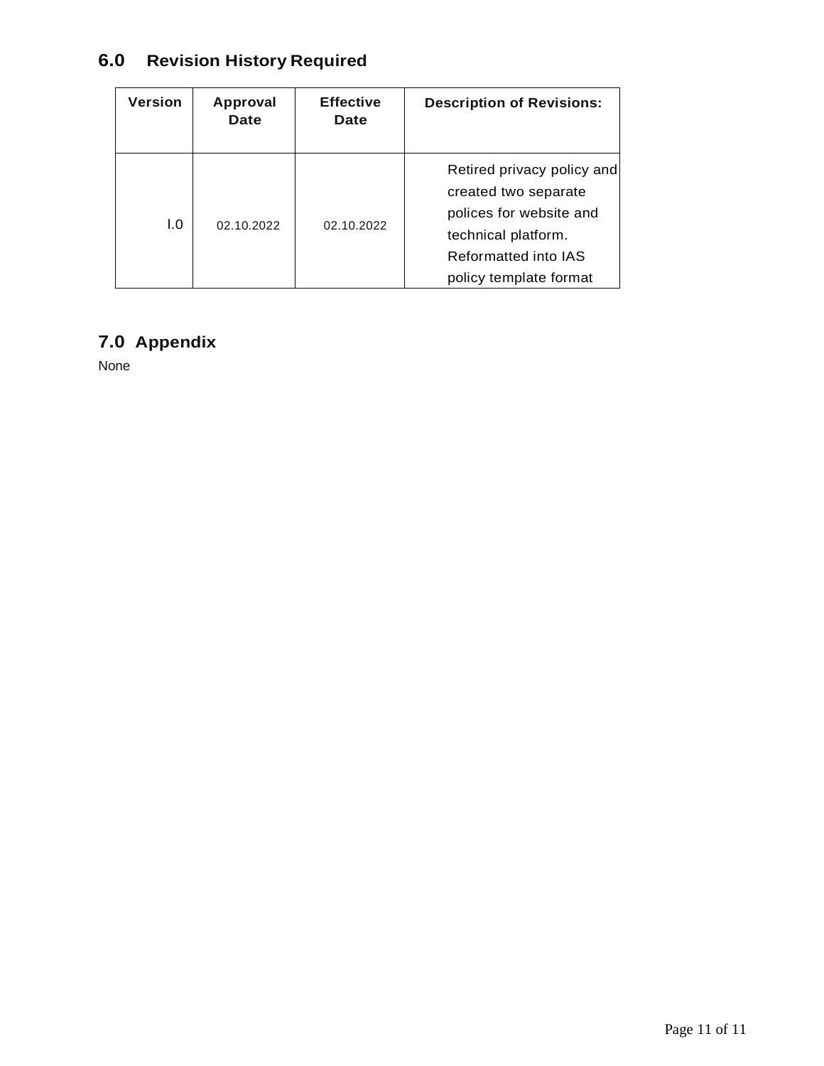## 6.0 Revision History Required

| Version | Approval Date | Effective Date | Description of Revisions: |
|---|---|---|---|
| I.0 | 02.10.2022 | 02.10.2022 | Retired privacy policy and created two separate polices for website and technical platform. Reformatted into IAS policy template format |

## 7.0 Appendix

None